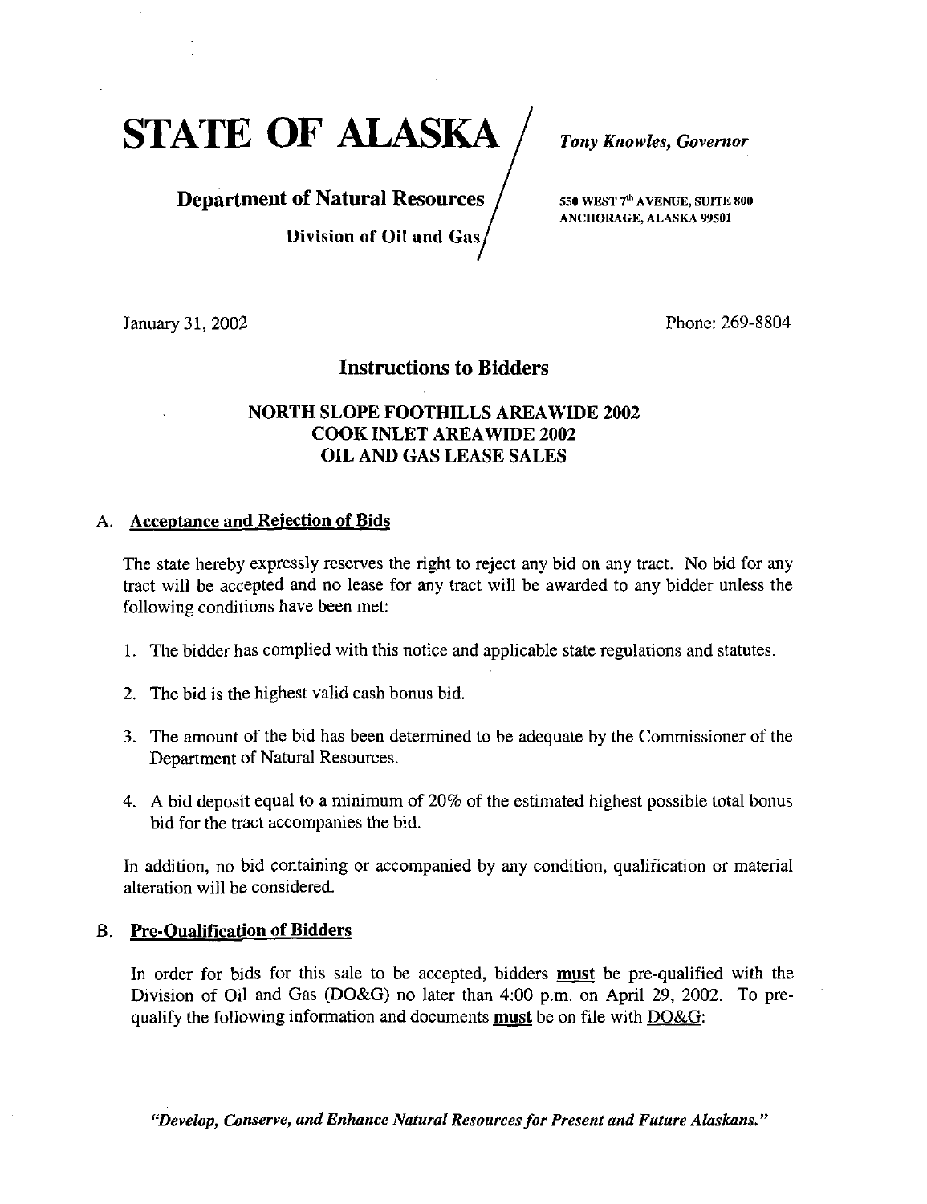# STATE OF ALASKA

*Tony Knowles, Governor*

**Department of Natural Resources**

**Division of Oil and Gas**

550 WEST 7th AVENUE, SUITE 800
ANCHORAGE, ALASKA 99501

January 31, 2002

Phone: 269-8804

## Instructions to Bidders

### NORTH SLOPE FOOTHILLS AREAWIDE 2002
### COOK INLET AREAWIDE 2002
### OIL AND GAS LEASE SALES

A. **Acceptance and Rejection of Bids**

The state hereby expressly reserves the right to reject any bid on any tract. No bid for any tract will be accepted and no lease for any tract will be awarded to any bidder unless the following conditions have been met:

1. The bidder has complied with this notice and applicable state regulations and statutes.
2. The bid is the highest valid cash bonus bid.
3. The amount of the bid has been determined to be adequate by the Commissioner of the Department of Natural Resources.
4. A bid deposit equal to a minimum of 20% of the estimated highest possible total bonus bid for the tract accompanies the bid.

In addition, no bid containing or accompanied by any condition, qualification or material alteration will be considered.

B. **Pre-Qualification of Bidders**

In order for bids for this sale to be accepted, bidders **must** be pre-qualified with the Division of Oil and Gas (DO&G) no later than 4:00 p.m. on April 29, 2002. To pre-qualify the following information and documents **must** be on file with DO&G:

*"Develop, Conserve, and Enhance Natural Resources for Present and Future Alaskans."*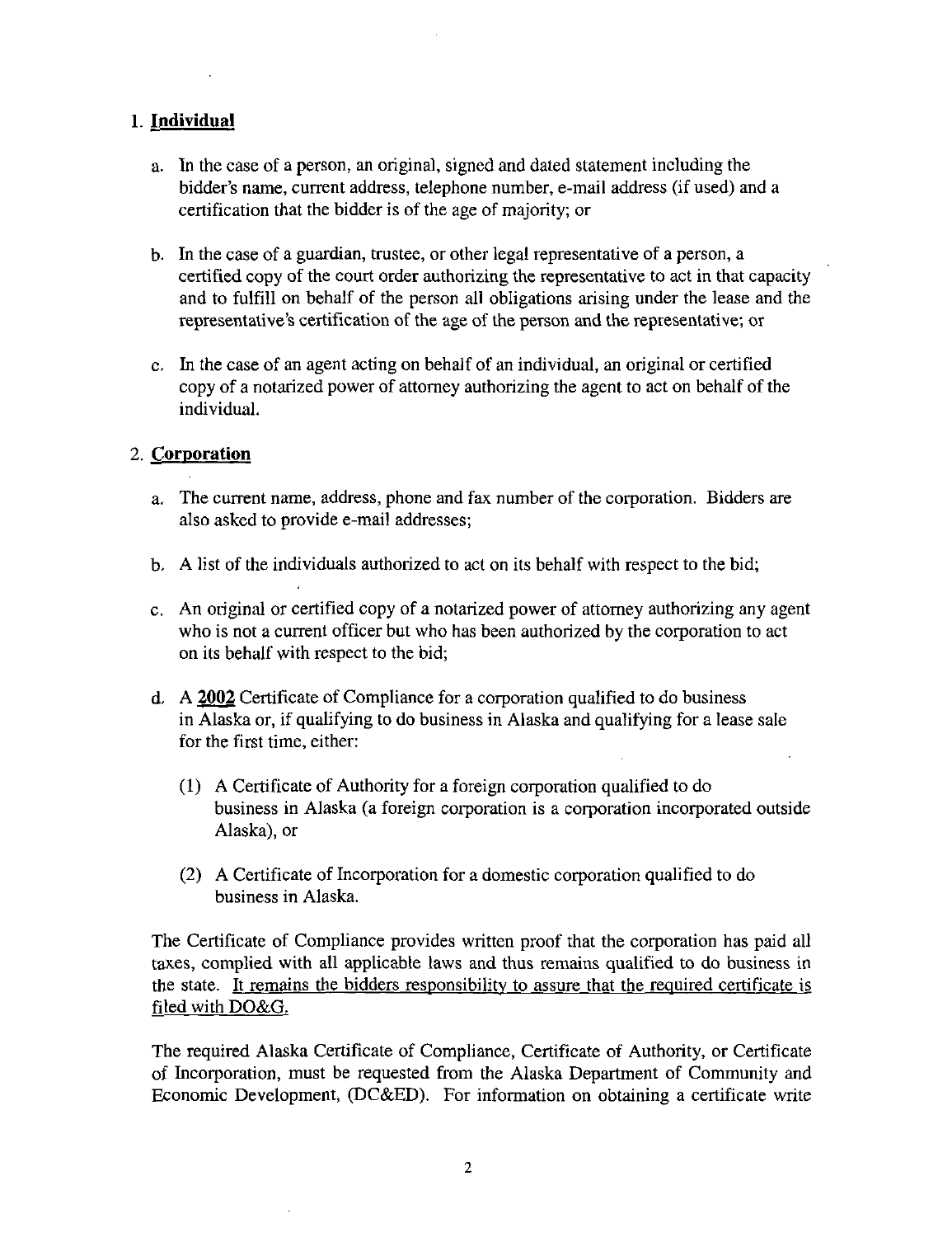1. **Individual**

   a. In the case of a person, an original, signed and dated statement including the bidder's name, current address, telephone number, e-mail address (if used) and a certification that the bidder is of the age of majority; or

   b. In the case of a guardian, trustee, or other legal representative of a person, a certified copy of the court order authorizing the representative to act in that capacity and to fulfill on behalf of the person all obligations arising under the lease and the representative's certification of the age of the person and the representative; or

   c. In the case of an agent acting on behalf of an individual, an original or certified copy of a notarized power of attorney authorizing the agent to act on behalf of the individual.

2. **Corporation**

   a. The current name, address, phone and fax number of the corporation. Bidders are also asked to provide e-mail addresses;

   b. A list of the individuals authorized to act on its behalf with respect to the bid;

   c. An original or certified copy of a notarized power of attorney authorizing any agent who is not a current officer but who has been authorized by the corporation to act on its behalf with respect to the bid;

   d. A **2002** Certificate of Compliance for a corporation qualified to do business in Alaska or, if qualifying to do business in Alaska and qualifying for a lease sale for the first time, either:

      (1) A Certificate of Authority for a foreign corporation qualified to do business in Alaska (a foreign corporation is a corporation incorporated outside Alaska), or

      (2) A Certificate of Incorporation for a domestic corporation qualified to do business in Alaska.

The Certificate of Compliance provides written proof that the corporation has paid all taxes, complied with all applicable laws and thus remains qualified to do business in the state. It remains the bidders responsibility to assure that the required certificate is filed with DO&G.

The required Alaska Certificate of Compliance, Certificate of Authority, or Certificate of Incorporation, must be requested from the Alaska Department of Community and Economic Development, (DC&ED). For information on obtaining a certificate write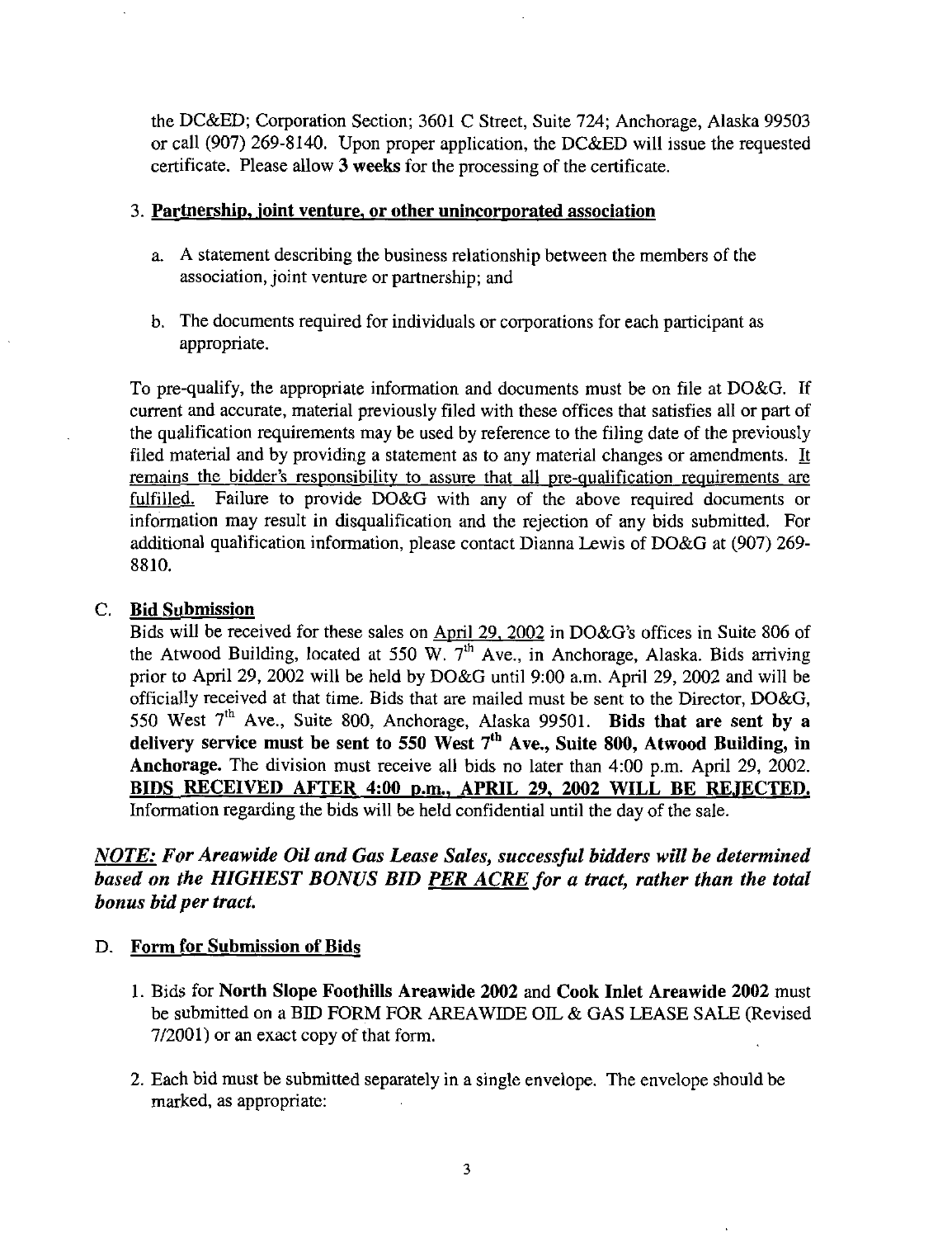the DC&ED; Corporation Section; 3601 C Street, Suite 724; Anchorage, Alaska 99503 or call (907) 269-8140. Upon proper application, the DC&ED will issue the requested certificate. Please allow **3 weeks** for the processing of the certificate.

3. **Partnership, joint venture, or other unincorporated association**

   a. A statement describing the business relationship between the members of the association, joint venture or partnership; and

   b. The documents required for individuals or corporations for each participant as appropriate.

To pre-qualify, the appropriate information and documents must be on file at DO&G. If current and accurate, material previously filed with these offices that satisfies all or part of the qualification requirements may be used by reference to the filing date of the previously filed material and by providing a statement as to any material changes or amendments. <u>It remains the bidder's responsibility to assure that all pre-qualification requirements are fulfilled.</u> Failure to provide DO&G with any of the above required documents or information may result in disqualification and the rejection of any bids submitted. For additional qualification information, please contact Dianna Lewis of DO&G at (907) 269-8810.

### C. Bid Submission

Bids will be received for these sales on <u>April 29, 2002</u> in DO&G's offices in Suite 806 of the Atwood Building, located at 550 W. 7th Ave., in Anchorage, Alaska. Bids arriving prior to April 29, 2002 will be held by DO&G until 9:00 a.m. April 29, 2002 and will be officially received at that time. Bids that are mailed must be sent to the Director, DO&G, 550 West 7th Ave., Suite 800, Anchorage, Alaska 99501. **Bids that are sent by a delivery service must be sent to 550 West 7th Ave., Suite 800, Atwood Building, in Anchorage.** The division must receive all bids no later than 4:00 p.m. April 29, 2002. **<u>BIDS RECEIVED AFTER 4:00 p.m., APRIL 29, 2002 WILL BE REJECTED.</u>** Information regarding the bids will be held confidential until the day of the sale.

***<u>NOTE:</u> For Areawide Oil and Gas Lease Sales, successful bidders will be determined based on the HIGHEST BONUS BID <u>PER ACRE</u> for a tract, rather than the total bonus bid per tract.***

### D. Form for Submission of Bids

1. Bids for **North Slope Foothills Areawide 2002** and **Cook Inlet Areawide 2002** must be submitted on a BID FORM FOR AREAWIDE OIL & GAS LEASE SALE (Revised 7/2001) or an exact copy of that form.

2. Each bid must be submitted separately in a single envelope. The envelope should be marked, as appropriate: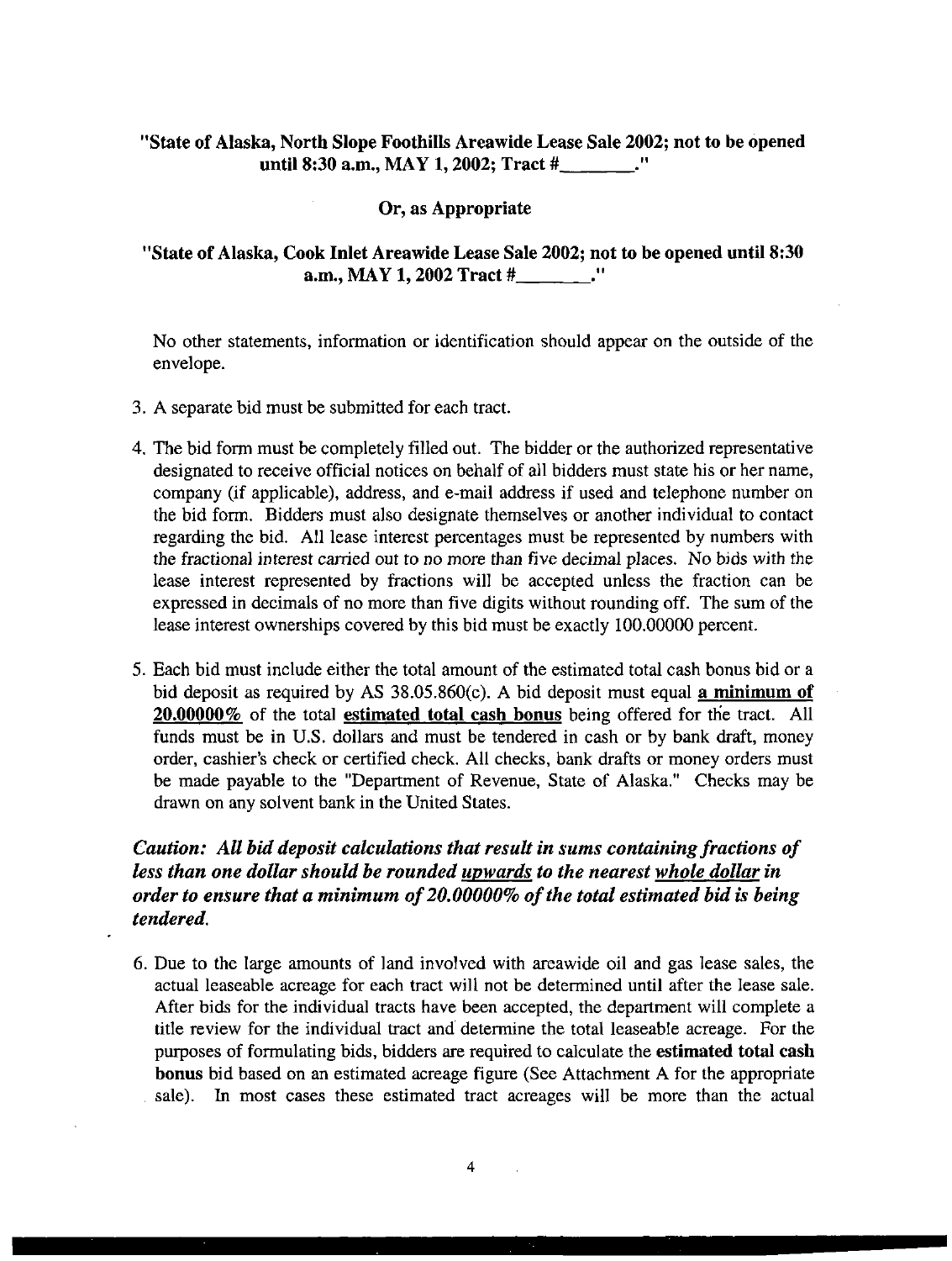**"State of Alaska, North Slope Foothills Areawide Lease Sale 2002; not to be opened until 8:30 a.m., MAY 1, 2002; Tract #_______."**

**Or, as Appropriate**

**"State of Alaska, Cook Inlet Areawide Lease Sale 2002; not to be opened until 8:30 a.m., MAY 1, 2002 Tract #_______."**

No other statements, information or identification should appear on the outside of the envelope.

3. A separate bid must be submitted for each tract.

4. The bid form must be completely filled out. The bidder or the authorized representative designated to receive official notices on behalf of all bidders must state his or her name, company (if applicable), address, and e-mail address if used and telephone number on the bid form. Bidders must also designate themselves or another individual to contact regarding the bid. All lease interest percentages must be represented by numbers with the fractional interest carried out to no more than five decimal places. No bids with the lease interest represented by fractions will be accepted unless the fraction can be expressed in decimals of no more than five digits without rounding off. The sum of the lease interest ownerships covered by this bid must be exactly 100.00000 percent.

5. Each bid must include either the total amount of the estimated total cash bonus bid or a bid deposit as required by AS 38.05.860(c). A bid deposit must equal **a minimum of 20.00000%** of the total **estimated total cash bonus** being offered for the tract. All funds must be in U.S. dollars and must be tendered in cash or by bank draft, money order, cashier's check or certified check. All checks, bank drafts or money orders must be made payable to the "Department of Revenue, State of Alaska." Checks may be drawn on any solvent bank in the United States.

***Caution: All bid deposit calculations that result in sums containing fractions of less than one dollar should be rounded upwards to the nearest whole dollar in order to ensure that a minimum of 20.00000% of the total estimated bid is being tendered.***

6. Due to the large amounts of land involved with areawide oil and gas lease sales, the actual leaseable acreage for each tract will not be determined until after the lease sale. After bids for the individual tracts have been accepted, the department will complete a title review for the individual tract and determine the total leaseable acreage. For the purposes of formulating bids, bidders are required to calculate the **estimated total cash bonus** bid based on an estimated acreage figure (See Attachment A for the appropriate sale). In most cases these estimated tract acreages will be more than the actual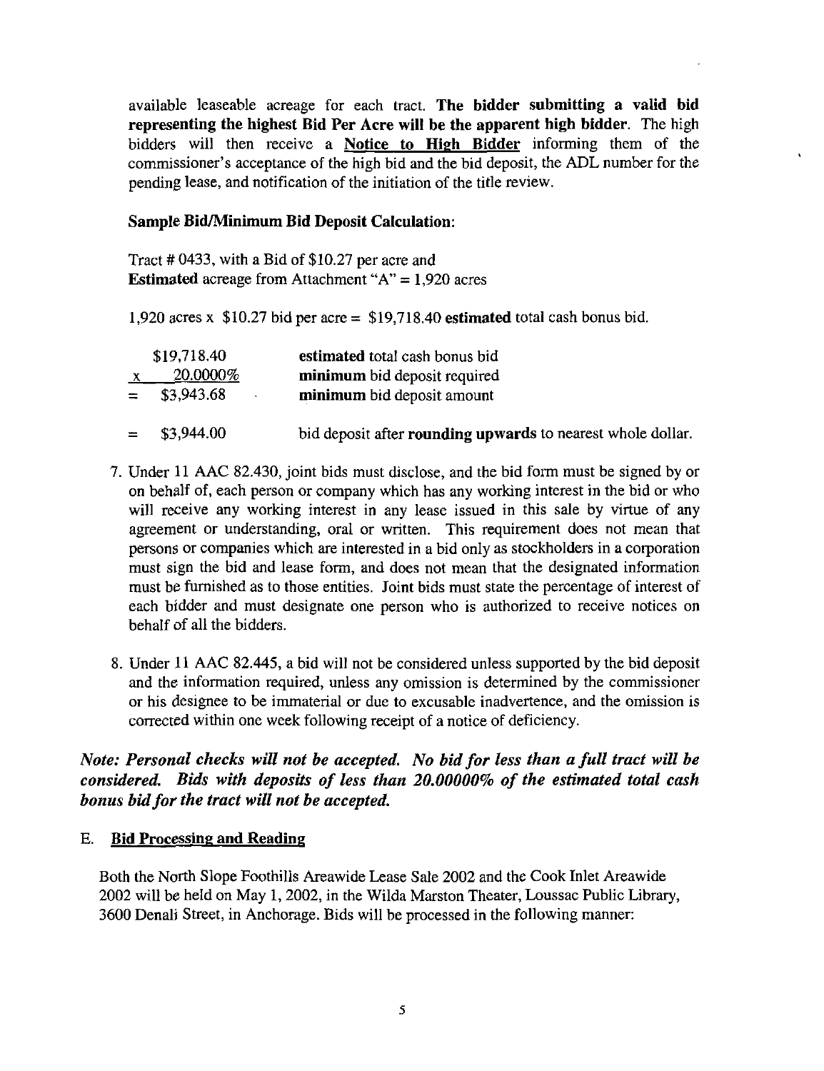available leaseable acreage for each tract. **The bidder submitting a valid bid representing the highest Bid Per Acre will be the apparent high bidder**. The high bidders will then receive a **Notice to High Bidder** informing them of the commissioner's acceptance of the high bid and the bid deposit, the ADL number for the pending lease, and notification of the initiation of the title review.

**Sample Bid/Minimum Bid Deposit Calculation:**

Tract # 0433, with a Bid of $10.27 per acre and
**Estimated** acreage from Attachment "A" = 1,920 acres

1,920 acres x $10.27 bid per acre = $19,718.40 **estimated** total cash bonus bid.

| | |
|---|---|
| $19,718.40 | **estimated** total cash bonus bid |
| x 20.0000% | **minimum** bid deposit required |
| = $3,943.68 | **minimum** bid deposit amount |
| = $3,944.00 | bid deposit after **rounding upwards** to nearest whole dollar. |

7. Under 11 AAC 82.430, joint bids must disclose, and the bid form must be signed by or on behalf of, each person or company which has any working interest in the bid or who will receive any working interest in any lease issued in this sale by virtue of any agreement or understanding, oral or written. This requirement does not mean that persons or companies which are interested in a bid only as stockholders in a corporation must sign the bid and lease form, and does not mean that the designated information must be furnished as to those entities. Joint bids must state the percentage of interest of each bidder and must designate one person who is authorized to receive notices on behalf of all the bidders.

8. Under 11 AAC 82.445, a bid will not be considered unless supported by the bid deposit and the information required, unless any omission is determined by the commissioner or his designee to be immaterial or due to excusable inadvertence, and the omission is corrected within one week following receipt of a notice of deficiency.

***Note: Personal checks will not be accepted. No bid for less than a full tract will be considered. Bids with deposits of less than 20.00000% of the estimated total cash bonus bid for the tract will not be accepted.***

### E. Bid Processing and Reading

Both the North Slope Foothills Areawide Lease Sale 2002 and the Cook Inlet Areawide 2002 will be held on May 1, 2002, in the Wilda Marston Theater, Loussac Public Library, 3600 Denali Street, in Anchorage. Bids will be processed in the following manner: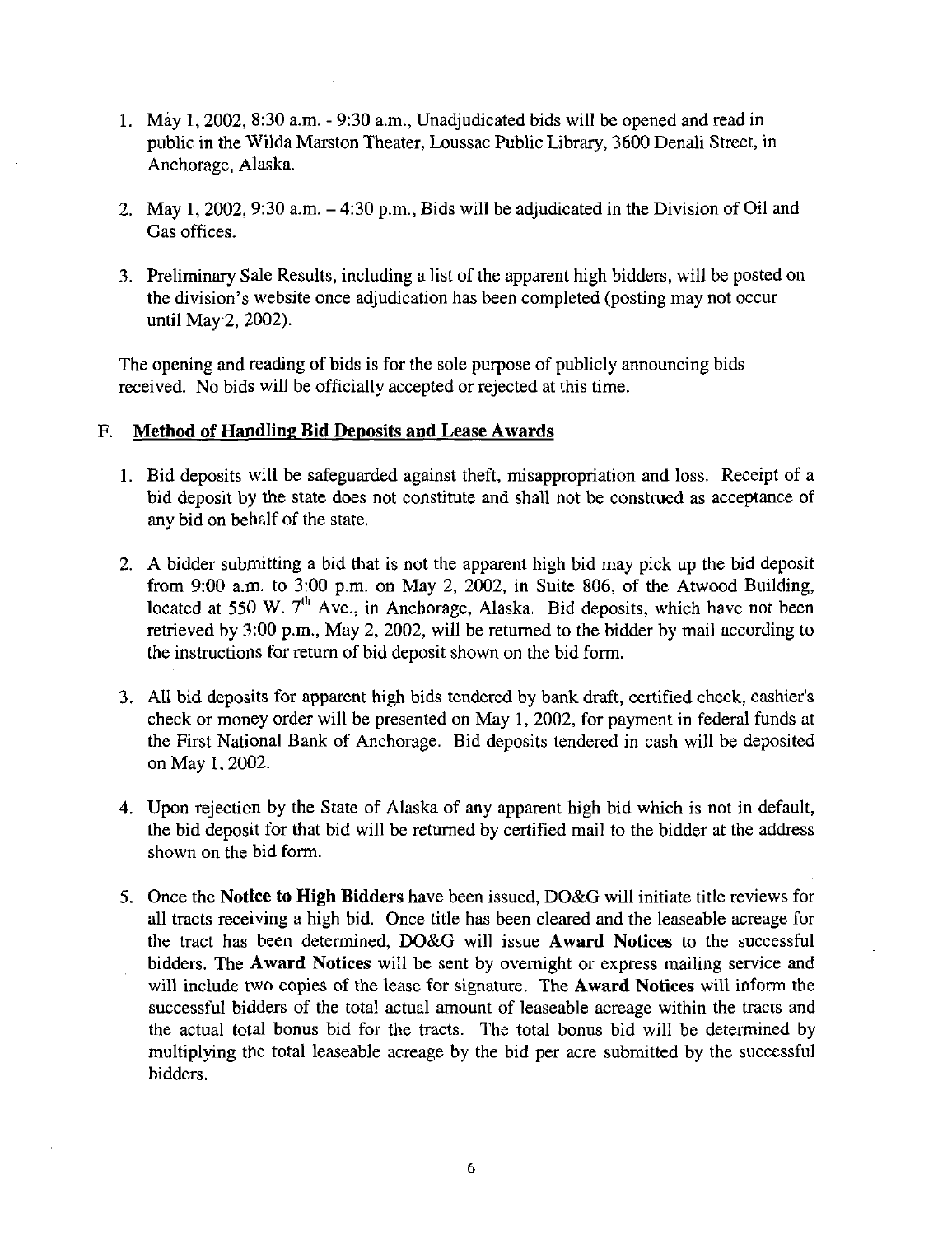1. May 1, 2002, 8:30 a.m. - 9:30 a.m., Unadjudicated bids will be opened and read in public in the Wilda Marston Theater, Loussac Public Library, 3600 Denali Street, in Anchorage, Alaska.

2. May 1, 2002, 9:30 a.m. – 4:30 p.m., Bids will be adjudicated in the Division of Oil and Gas offices.

3. Preliminary Sale Results, including a list of the apparent high bidders, will be posted on the division's website once adjudication has been completed (posting may not occur until May 2, 2002).

The opening and reading of bids is for the sole purpose of publicly announcing bids received. No bids will be officially accepted or rejected at this time.

## F. Method of Handling Bid Deposits and Lease Awards

1. Bid deposits will be safeguarded against theft, misappropriation and loss. Receipt of a bid deposit by the state does not constitute and shall not be construed as acceptance of any bid on behalf of the state.

2. A bidder submitting a bid that is not the apparent high bid may pick up the bid deposit from 9:00 a.m. to 3:00 p.m. on May 2, 2002, in Suite 806, of the Atwood Building, located at 550 W. 7th Ave., in Anchorage, Alaska. Bid deposits, which have not been retrieved by 3:00 p.m., May 2, 2002, will be returned to the bidder by mail according to the instructions for return of bid deposit shown on the bid form.

3. All bid deposits for apparent high bids tendered by bank draft, certified check, cashier's check or money order will be presented on May 1, 2002, for payment in federal funds at the First National Bank of Anchorage. Bid deposits tendered in cash will be deposited on May 1, 2002.

4. Upon rejection by the State of Alaska of any apparent high bid which is not in default, the bid deposit for that bid will be returned by certified mail to the bidder at the address shown on the bid form.

5. Once the **Notice to High Bidders** have been issued, DO&G will initiate title reviews for all tracts receiving a high bid. Once title has been cleared and the leaseable acreage for the tract has been determined, DO&G will issue **Award Notices** to the successful bidders. The **Award Notices** will be sent by overnight or express mailing service and will include two copies of the lease for signature. The **Award Notices** will inform the successful bidders of the total actual amount of leaseable acreage within the tracts and the actual total bonus bid for the tracts. The total bonus bid will be determined by multiplying the total leaseable acreage by the bid per acre submitted by the successful bidders.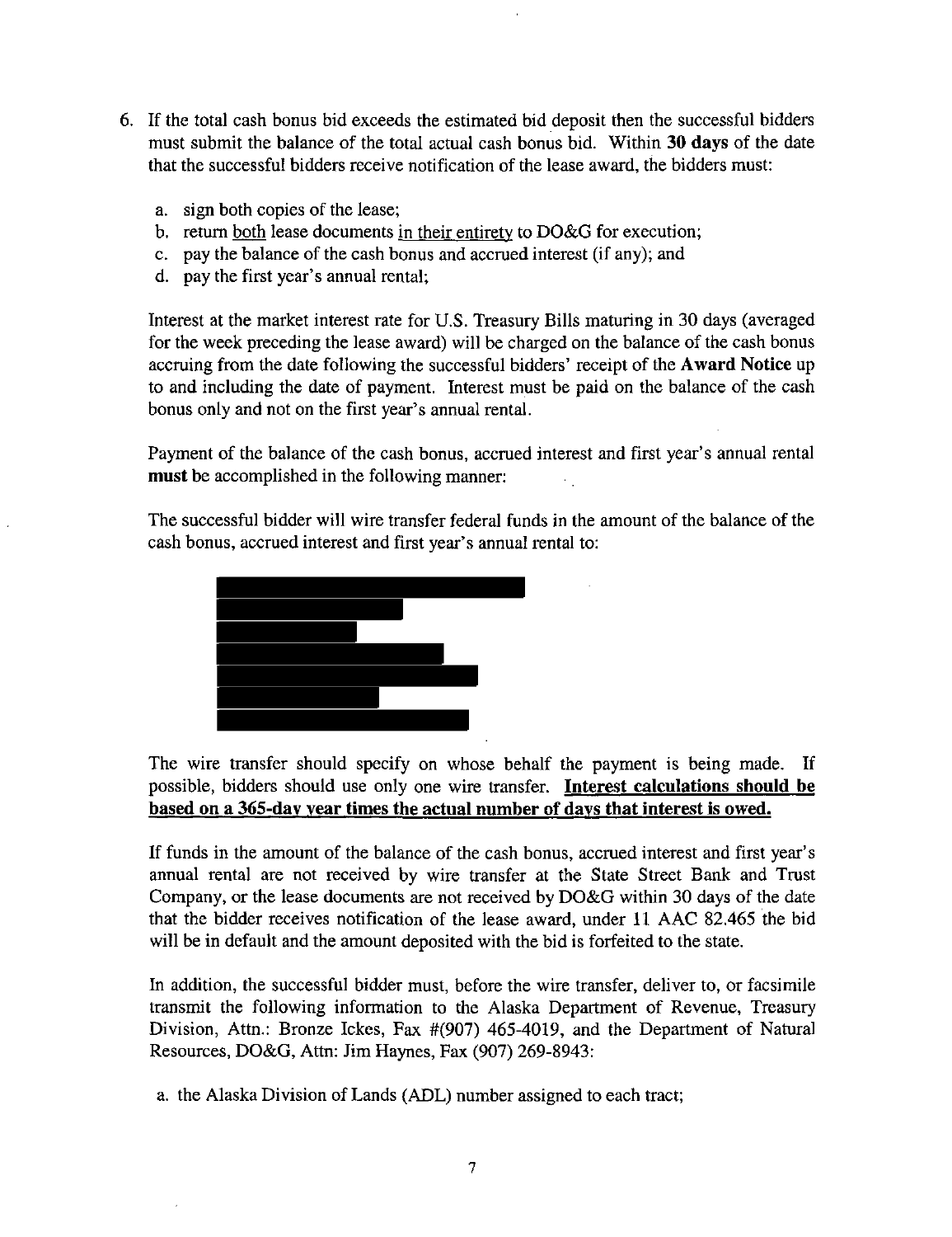6. If the total cash bonus bid exceeds the estimated bid deposit then the successful bidders must submit the balance of the total actual cash bonus bid. Within **30 days** of the date that the successful bidders receive notification of the lease award, the bidders must:

   a. sign both copies of the lease;
   b. return both lease documents in their entirety to DO&G for execution;
   c. pay the balance of the cash bonus and accrued interest (if any); and
   d. pay the first year's annual rental;

   Interest at the market interest rate for U.S. Treasury Bills maturing in 30 days (averaged for the week preceding the lease award) will be charged on the balance of the cash bonus accruing from the date following the successful bidders' receipt of the **Award Notice** up to and including the date of payment. Interest must be paid on the balance of the cash bonus only and not on the first year's annual rental.

   Payment of the balance of the cash bonus, accrued interest and first year's annual rental **must** be accomplished in the following manner:

   The successful bidder will wire transfer federal funds in the amount of the balance of the cash bonus, accrued interest and first year's annual rental to:

   The wire transfer should specify on whose behalf the payment is being made. If possible, bidders should use only one wire transfer. **Interest calculations should be based on a 365-day year times the actual number of days that interest is owed.**

   If funds in the amount of the balance of the cash bonus, accrued interest and first year's annual rental are not received by wire transfer at the State Street Bank and Trust Company, or the lease documents are not received by DO&G within 30 days of the date that the bidder receives notification of the lease award, under 11 AAC 82.465 the bid will be in default and the amount deposited with the bid is forfeited to the state.

   In addition, the successful bidder must, before the wire transfer, deliver to, or facsimile transmit the following information to the Alaska Department of Revenue, Treasury Division, Attn.: Bronze Ickes, Fax #(907) 465-4019, and the Department of Natural Resources, DO&G, Attn: Jim Haynes, Fax (907) 269-8943:

   a. the Alaska Division of Lands (ADL) number assigned to each tract;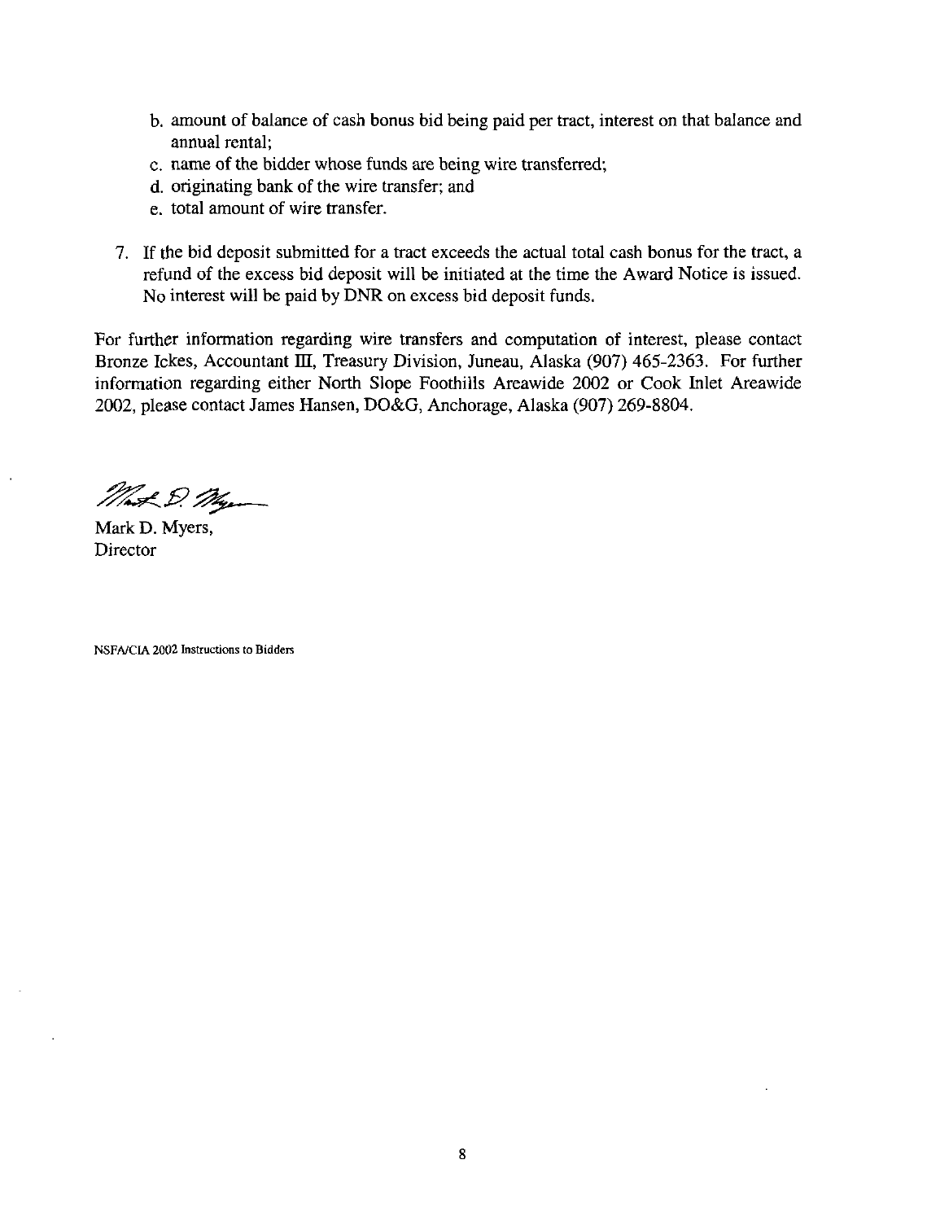b. amount of balance of cash bonus bid being paid per tract, interest on that balance and annual rental;
c. name of the bidder whose funds are being wire transferred;
d. originating bank of the wire transfer; and
e. total amount of wire transfer.

7. If the bid deposit submitted for a tract exceeds the actual total cash bonus for the tract, a refund of the excess bid deposit will be initiated at the time the Award Notice is issued. No interest will be paid by DNR on excess bid deposit funds.

For further information regarding wire transfers and computation of interest, please contact Bronze Ickes, Accountant III, Treasury Division, Juneau, Alaska (907) 465-2363. For further information regarding either North Slope Foothills Areawide 2002 or Cook Inlet Areawide 2002, please contact James Hansen, DO&G, Anchorage, Alaska (907) 269-8804.

Mark D. Myers,
Director

NSFA/CIA 2002 Instructions to Bidders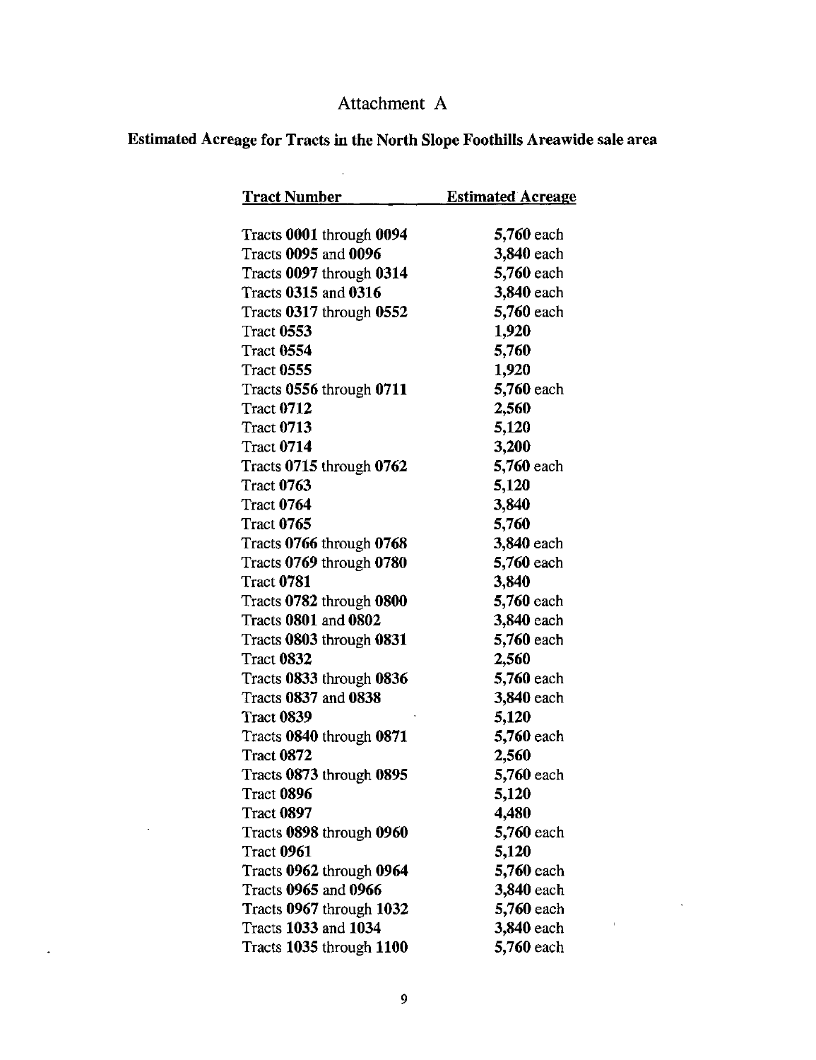# Attachment A

## Estimated Acreage for Tracts in the North Slope Foothills Areawide sale area

| Tract Number | Estimated Acreage |
|---|---|
| Tracts **0001** through **0094** | **5,760** each |
| Tracts **0095** and **0096** | **3,840** each |
| Tracts **0097** through **0314** | **5,760** each |
| Tracts **0315** and **0316** | **3,840** each |
| Tracts **0317** through **0552** | **5,760** each |
| Tract **0553** | **1,920** |
| Tract **0554** | **5,760** |
| Tract **0555** | **1,920** |
| Tracts **0556** through **0711** | **5,760** each |
| Tract **0712** | **2,560** |
| Tract **0713** | **5,120** |
| Tract **0714** | **3,200** |
| Tracts **0715** through **0762** | **5,760** each |
| Tract **0763** | **5,120** |
| Tract **0764** | **3,840** |
| Tract **0765** | **5,760** |
| Tracts **0766** through **0768** | **3,840** each |
| Tracts **0769** through **0780** | **5,760** each |
| Tract **0781** | **3,840** |
| Tracts **0782** through **0800** | **5,760** each |
| Tracts **0801** and **0802** | **3,840** each |
| Tracts **0803** through **0831** | **5,760** each |
| Tract **0832** | **2,560** |
| Tracts **0833** through **0836** | **5,760** each |
| Tracts **0837** and **0838** | **3,840** each |
| Tract **0839** | **5,120** |
| Tracts **0840** through **0871** | **5,760** each |
| Tract **0872** | **2,560** |
| Tracts **0873** through **0895** | **5,760** each |
| Tract **0896** | **5,120** |
| Tract **0897** | **4,480** |
| Tracts **0898** through **0960** | **5,760** each |
| Tract **0961** | **5,120** |
| Tracts **0962** through **0964** | **5,760** each |
| Tracts **0965** and **0966** | **3,840** each |
| Tracts **0967** through **1032** | **5,760** each |
| Tracts **1033** and **1034** | **3,840** each |
| Tracts **1035** through **1100** | **5,760** each |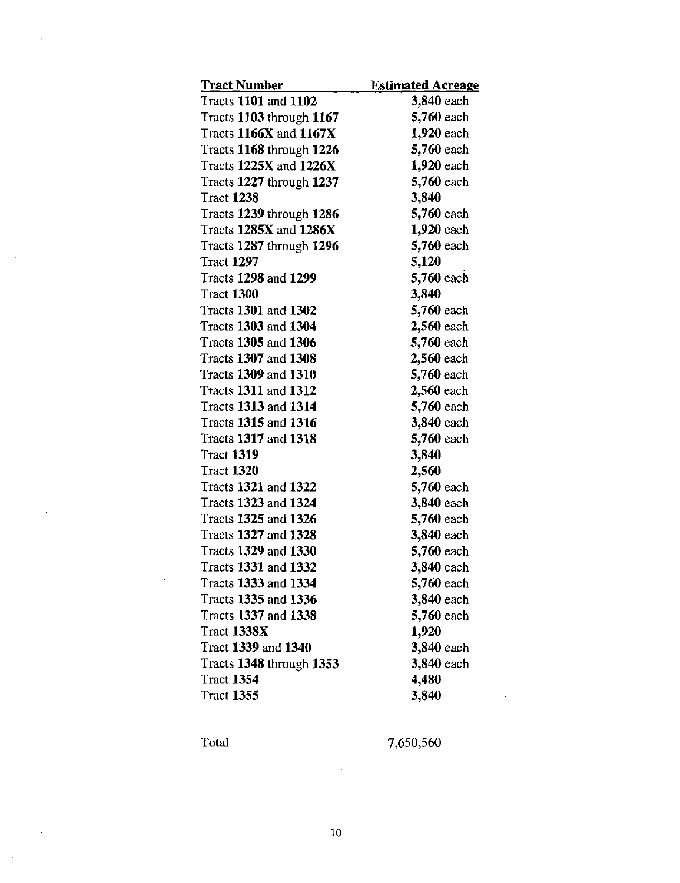| Tract Number | Estimated Acreage |
|---|---|
| Tracts 1101 and 1102 | 3,840 each |
| Tracts 1103 through 1167 | 5,760 each |
| Tracts 1166X and 1167X | 1,920 each |
| Tracts 1168 through 1226 | 5,760 each |
| Tracts 1225X and 1226X | 1,920 each |
| Tracts 1227 through 1237 | 5,760 each |
| Tract 1238 | 3,840 |
| Tracts 1239 through 1286 | 5,760 each |
| Tracts 1285X and 1286X | 1,920 each |
| Tracts 1287 through 1296 | 5,760 each |
| Tract 1297 | 5,120 |
| Tracts 1298 and 1299 | 5,760 each |
| Tract 1300 | 3,840 |
| Tracts 1301 and 1302 | 5,760 each |
| Tracts 1303 and 1304 | 2,560 each |
| Tracts 1305 and 1306 | 5,760 each |
| Tracts 1307 and 1308 | 2,560 each |
| Tracts 1309 and 1310 | 5,760 each |
| Tracts 1311 and 1312 | 2,560 each |
| Tracts 1313 and 1314 | 5,760 each |
| Tracts 1315 and 1316 | 3,840 each |
| Tracts 1317 and 1318 | 5,760 each |
| Tract 1319 | 3,840 |
| Tract 1320 | 2,560 |
| Tracts 1321 and 1322 | 5,760 each |
| Tracts 1323 and 1324 | 3,840 each |
| Tracts 1325 and 1326 | 5,760 each |
| Tracts 1327 and 1328 | 3,840 each |
| Tracts 1329 and 1330 | 5,760 each |
| Tracts 1331 and 1332 | 3,840 each |
| Tracts 1333 and 1334 | 5,760 each |
| Tracts 1335 and 1336 | 3,840 each |
| Tracts 1337 and 1338 | 5,760 each |
| Tract 1338X | 1,920 |
| Tract 1339 and 1340 | 3,840 each |
| Tracts 1348 through 1353 | 3,840 each |
| Tract 1354 | 4,480 |
| Tract 1355 | 3,840 |
| | |
| Total | 7,650,560 |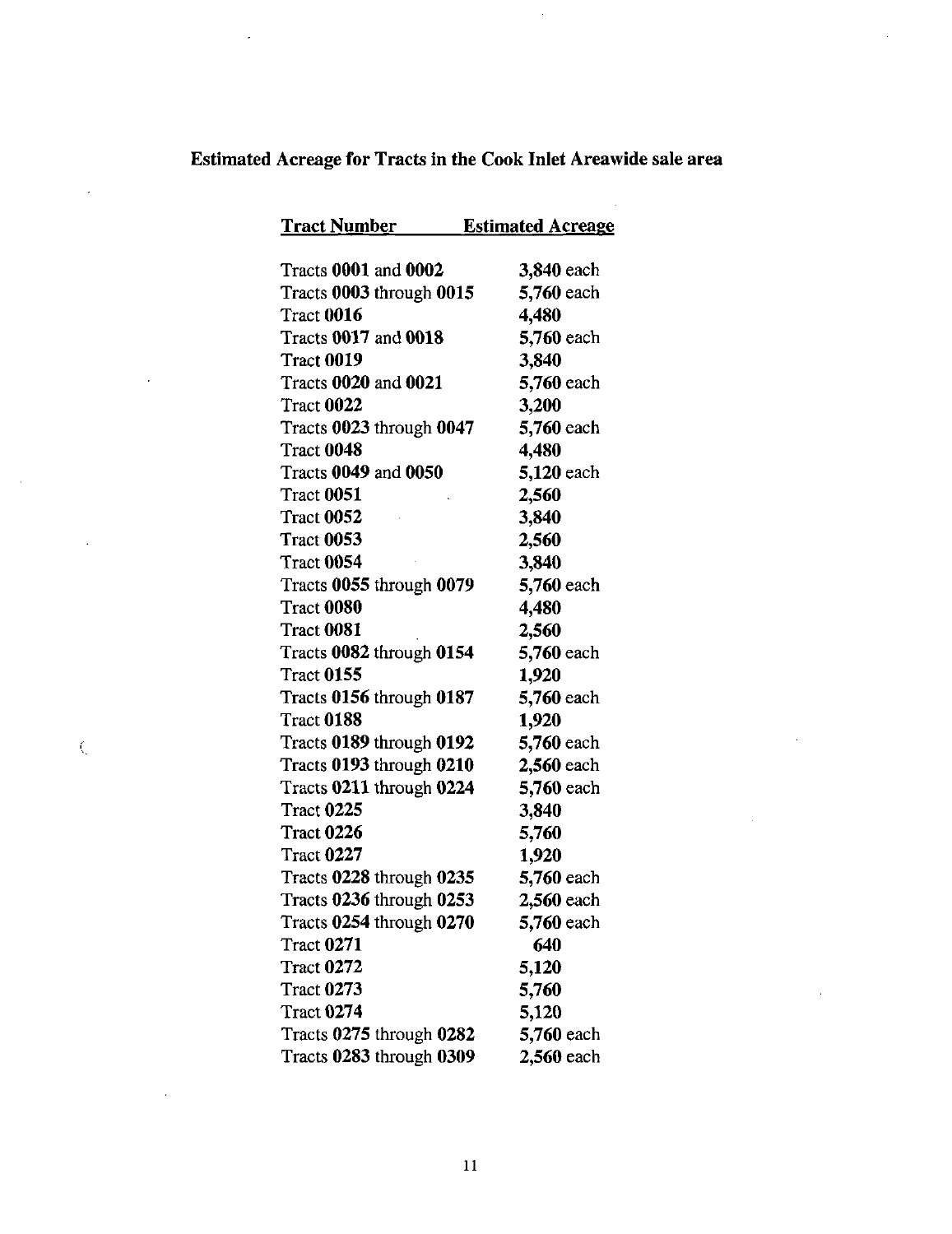**Estimated Acreage for Tracts in the Cook Inlet Areawide sale area**

| Tract Number | Estimated Acreage |
|---|---|
| Tracts **0001** and **0002** | **3,840** each |
| Tracts **0003** through **0015** | **5,760** each |
| Tract **0016** | **4,480** |
| Tracts **0017** and **0018** | **5,760** each |
| Tract **0019** | **3,840** |
| Tracts **0020** and **0021** | **5,760** each |
| Tract **0022** | **3,200** |
| Tracts **0023** through **0047** | **5,760** each |
| Tract **0048** | **4,480** |
| Tracts **0049** and **0050** | **5,120** each |
| Tract **0051** | **2,560** |
| Tract **0052** | **3,840** |
| Tract **0053** | **2,560** |
| Tract **0054** | **3,840** |
| Tracts **0055** through **0079** | **5,760** each |
| Tract **0080** | **4,480** |
| Tract **0081** | **2,560** |
| Tracts **0082** through **0154** | **5,760** each |
| Tract **0155** | **1,920** |
| Tracts **0156** through **0187** | **5,760** each |
| Tract **0188** | **1,920** |
| Tracts **0189** through **0192** | **5,760** each |
| Tracts **0193** through **0210** | **2,560** each |
| Tracts **0211** through **0224** | **5,760** each |
| Tract **0225** | **3,840** |
| Tract **0226** | **5,760** |
| Tract **0227** | **1,920** |
| Tracts **0228** through **0235** | **5,760** each |
| Tracts **0236** through **0253** | **2,560** each |
| Tracts **0254** through **0270** | **5,760** each |
| Tract **0271** | **640** |
| Tract **0272** | **5,120** |
| Tract **0273** | **5,760** |
| Tract **0274** | **5,120** |
| Tracts **0275** through **0282** | **5,760** each |
| Tracts **0283** through **0309** | **2,560** each |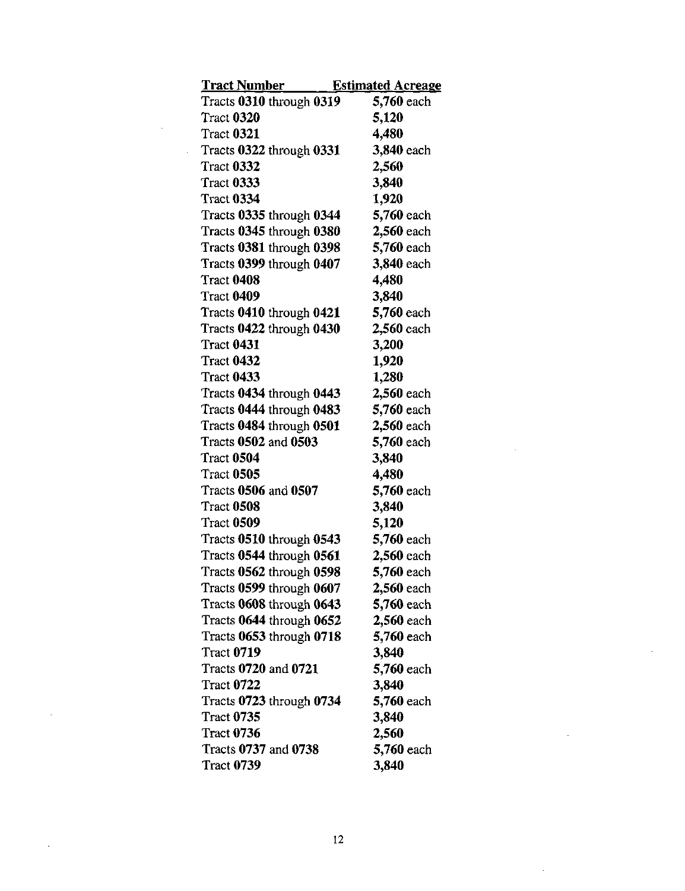| Tract Number | Estimated Acreage |
|---|---|
| Tracts **0310** through **0319** | **5,760** each |
| Tract **0320** | **5,120** |
| Tract **0321** | **4,480** |
| Tracts **0322** through **0331** | **3,840** each |
| Tract **0332** | **2,560** |
| Tract **0333** | **3,840** |
| Tract **0334** | **1,920** |
| Tracts **0335** through **0344** | **5,760** each |
| Tracts **0345** through **0380** | **2,560** each |
| Tracts **0381** through **0398** | **5,760** each |
| Tracts **0399** through **0407** | **3,840** each |
| Tract **0408** | **4,480** |
| Tract **0409** | **3,840** |
| Tracts **0410** through **0421** | **5,760** each |
| Tracts **0422** through **0430** | **2,560** each |
| Tract **0431** | **3,200** |
| Tract **0432** | **1,920** |
| Tract **0433** | **1,280** |
| Tracts **0434** through **0443** | **2,560** each |
| Tracts **0444** through **0483** | **5,760** each |
| Tracts **0484** through **0501** | **2,560** each |
| Tracts **0502** and **0503** | **5,760** each |
| Tract **0504** | **3,840** |
| Tract **0505** | **4,480** |
| Tracts **0506** and **0507** | **5,760** each |
| Tract **0508** | **3,840** |
| Tract **0509** | **5,120** |
| Tracts **0510** through **0543** | **5,760** each |
| Tracts **0544** through **0561** | **2,560** each |
| Tracts **0562** through **0598** | **5,760** each |
| Tracts **0599** through **0607** | **2,560** each |
| Tracts **0608** through **0643** | **5,760** each |
| Tracts **0644** through **0652** | **2,560** each |
| Tracts **0653** through **0718** | **5,760** each |
| Tract **0719** | **3,840** |
| Tracts **0720** and **0721** | **5,760** each |
| Tract **0722** | **3,840** |
| Tracts **0723** through **0734** | **5,760** each |
| Tract **0735** | **3,840** |
| Tract **0736** | **2,560** |
| Tracts **0737** and **0738** | **5,760** each |
| Tract **0739** | **3,840** |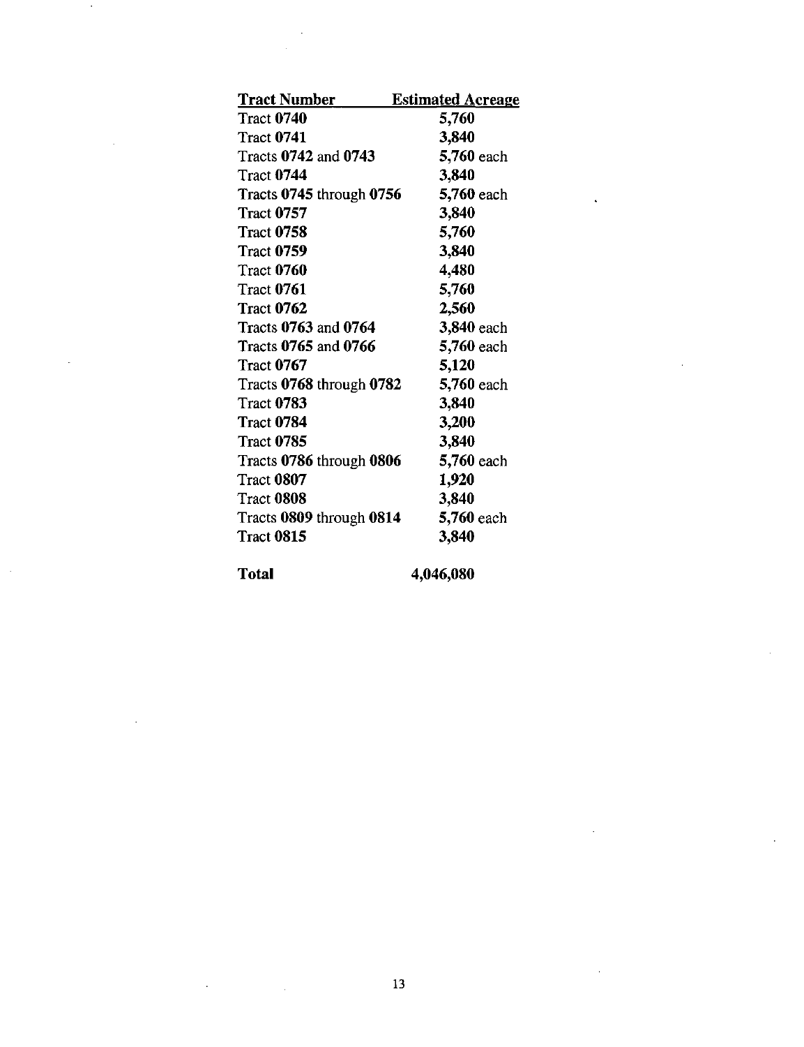| Tract Number | Estimated Acreage |
|---|---|
| Tract **0740** | **5,760** |
| Tract **0741** | **3,840** |
| Tracts **0742** and **0743** | **5,760** each |
| Tract **0744** | **3,840** |
| Tracts **0745** through **0756** | **5,760** each |
| Tract **0757** | **3,840** |
| Tract **0758** | **5,760** |
| Tract **0759** | **3,840** |
| Tract **0760** | **4,480** |
| Tract **0761** | **5,760** |
| **Tract 0762** | **2,560** |
| Tracts **0763** and **0764** | **3,840** each |
| Tracts **0765** and **0766** | **5,760** each |
| Tract **0767** | **5,120** |
| Tracts **0768** through **0782** | **5,760** each |
| Tract **0783** | **3,840** |
| **Tract 0784** | **3,200** |
| Tract **0785** | **3,840** |
| Tracts **0786** through **0806** | **5,760** each |
| Tract **0807** | **1,920** |
| Tract **0808** | **3,840** |
| Tracts **0809** through **0814** | **5,760** each |
| **Tract 0815** | **3,840** |
| | |
| **Total** | **4,046,080** |